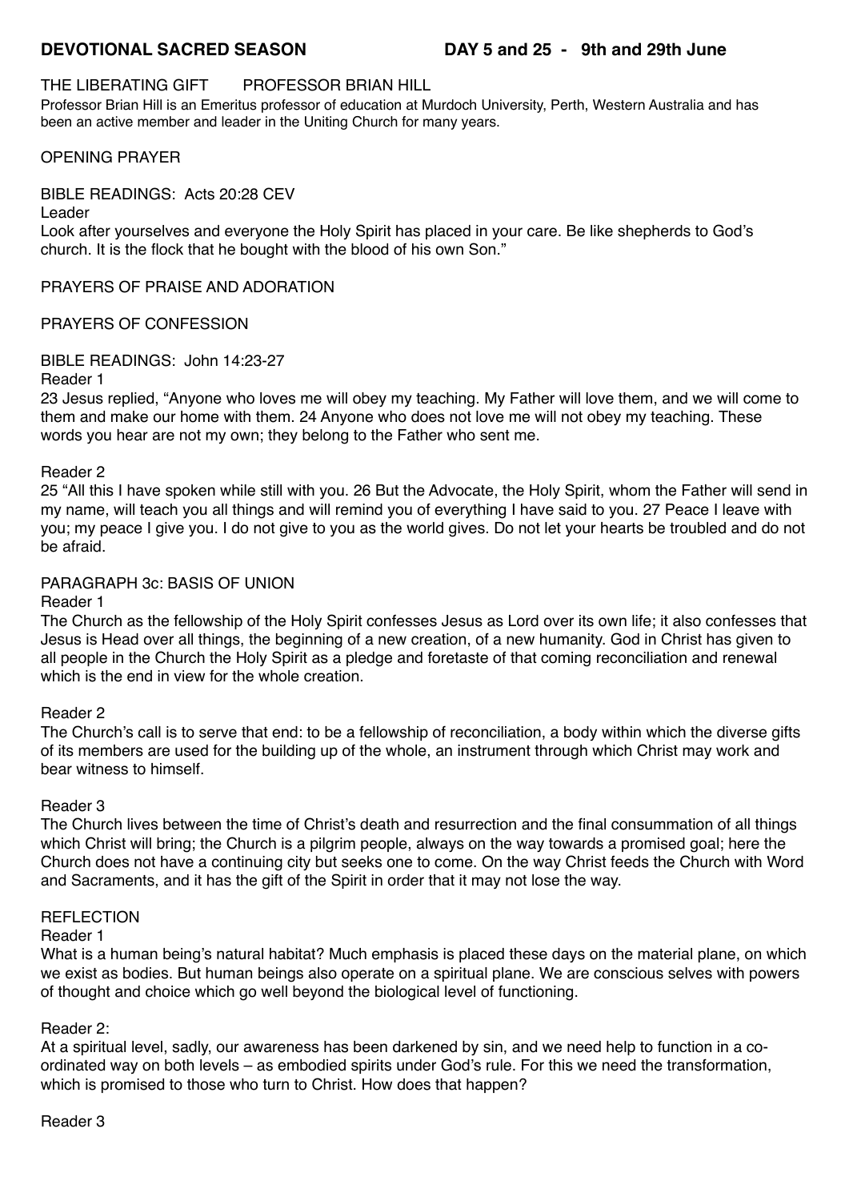# DEVOTIONAL SACRED SEASON — DAY 5 and 25 - 9th and 29th June

## THE LIBERATING GIFT — PROFESSOR BRIAN HILL

Professor Brian Hill is an Emeritus professor of education at Murdoch University, Perth, Western Australia and has been an active member and leader in the Uniting Church for many years.

### OPENING PRAYER

### BIBLE READINGS: Acts 20:28 CEV

Leader

Look after yourselves and everyone the Holy Spirit has placed in your care. Be like shepherds to God's church. It is the flock that he bought with the blood of his own Son."

### PRAYERS OF PRAISE AND ADORATION

### PRAYERS OF CONFESSION

### BIBLE READINGS: John 14:23-27

Reader 1

23 Jesus replied, "Anyone who loves me will obey my teaching. My Father will love them, and we will come to them and make our home with them. 24 Anyone who does not love me will not obey my teaching. These words you hear are not my own; they belong to the Father who sent me.

Reader 2

25 "All this I have spoken while still with you. 26 But the Advocate, the Holy Spirit, whom the Father will send in my name, will teach you all things and will remind you of everything I have said to you. 27 Peace I leave with you; my peace I give you. I do not give to you as the world gives. Do not let your hearts be troubled and do not be afraid.

### PARAGRAPH 3c: BASIS OF UNION

Reader 1

The Church as the fellowship of the Holy Spirit confesses Jesus as Lord over its own life; it also confesses that Jesus is Head over all things, the beginning of a new creation, of a new humanity. God in Christ has given to all people in the Church the Holy Spirit as a pledge and foretaste of that coming reconciliation and renewal which is the end in view for the whole creation.

Reader 2

The Church's call is to serve that end: to be a fellowship of reconciliation, a body within which the diverse gifts of its members are used for the building up of the whole, an instrument through which Christ may work and bear witness to himself.

Reader 3

The Church lives between the time of Christ's death and resurrection and the final consummation of all things which Christ will bring; the Church is a pilgrim people, always on the way towards a promised goal; here the Church does not have a continuing city but seeks one to come. On the way Christ feeds the Church with Word and Sacraments, and it has the gift of the Spirit in order that it may not lose the way.

### REFLECTION

Reader 1

What is a human being's natural habitat? Much emphasis is placed these days on the material plane, on which we exist as bodies. But human beings also operate on a spiritual plane. We are conscious selves with powers of thought and choice which go well beyond the biological level of functioning.

Reader 2:

At a spiritual level, sadly, our awareness has been darkened by sin, and we need help to function in a co-ordinated way on both levels – as embodied spirits under God's rule. For this we need the transformation, which is promised to those who turn to Christ. How does that happen?

Reader 3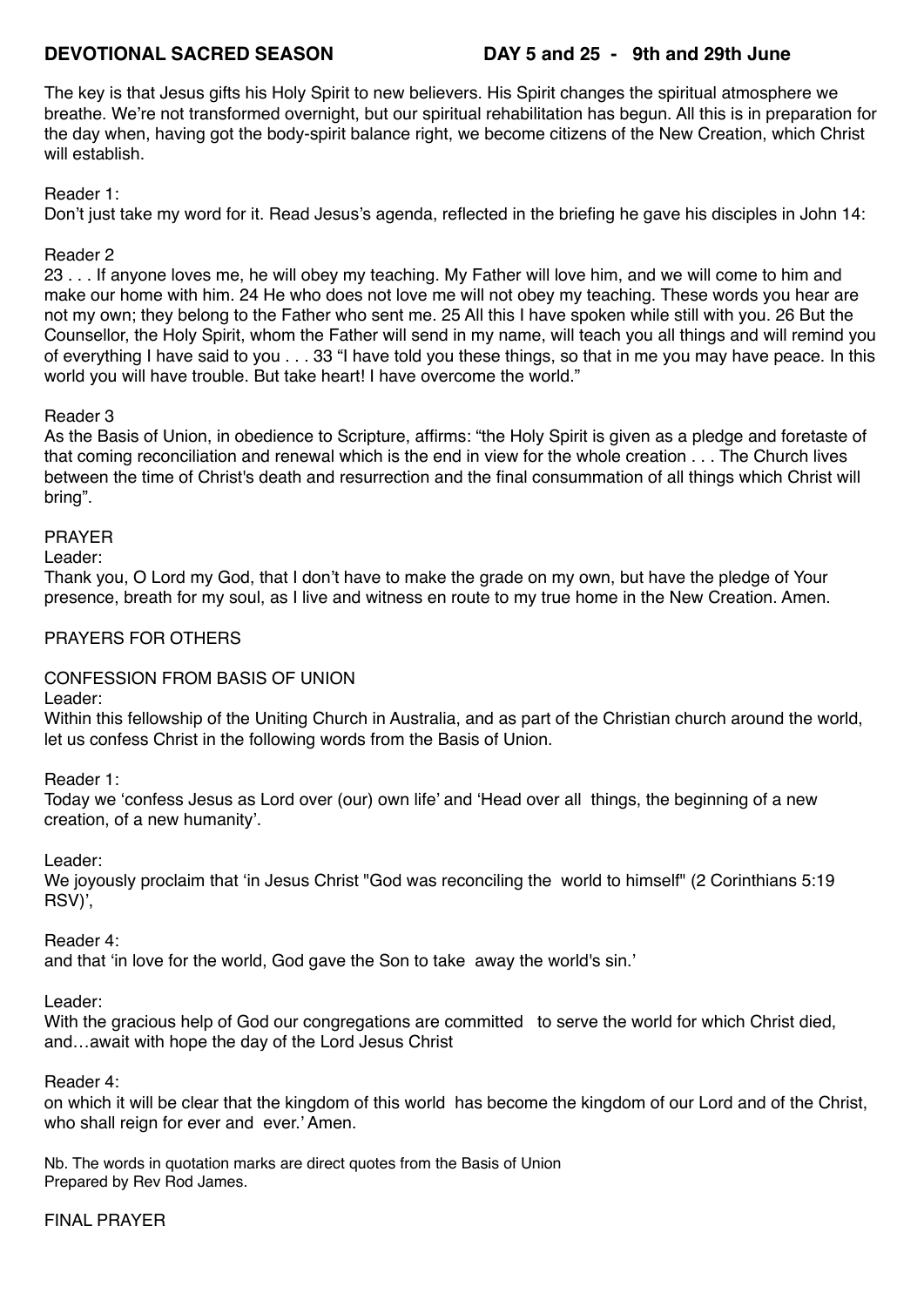**DEVOTIONAL SACRED SEASON DAY 5 and 25 - 9th and 29th June**

The key is that Jesus gifts his Holy Spirit to new believers. His Spirit changes the spiritual atmosphere we breathe. We're not transformed overnight, but our spiritual rehabilitation has begun. All this is in preparation for the day when, having got the body-spirit balance right, we become citizens of the New Creation, which Christ will establish.

Reader 1:
Don't just take my word for it. Read Jesus's agenda, reflected in the briefing he gave his disciples in John 14:

Reader 2
23 . . . If anyone loves me, he will obey my teaching. My Father will love him, and we will come to him and make our home with him. 24 He who does not love me will not obey my teaching. These words you hear are not my own; they belong to the Father who sent me. 25 All this I have spoken while still with you. 26 But the Counsellor, the Holy Spirit, whom the Father will send in my name, will teach you all things and will remind you of everything I have said to you . . . 33 "I have told you these things, so that in me you may have peace. In this world you will have trouble. But take heart! I have overcome the world."

Reader 3
As the Basis of Union, in obedience to Scripture, affirms: "the Holy Spirit is given as a pledge and foretaste of that coming reconciliation and renewal which is the end in view for the whole creation . . . The Church lives between the time of Christ's death and resurrection and the final consummation of all things which Christ will bring".

PRAYER
Leader:
Thank you, O Lord my God, that I don't have to make the grade on my own, but have the pledge of Your presence, breath for my soul, as I live and witness en route to my true home in the New Creation. Amen.

PRAYERS FOR OTHERS

CONFESSION FROM BASIS OF UNION
Leader:
Within this fellowship of the Uniting Church in Australia, and as part of the Christian church around the world, let us confess Christ in the following words from the Basis of Union.

Reader 1:
Today we 'confess Jesus as Lord over (our) own life' and 'Head over all things, the beginning of a new creation, of a new humanity'.

Leader:
We joyously proclaim that 'in Jesus Christ "God was reconciling the world to himself" (2 Corinthians 5:19 RSV)',

Reader 4:
and that 'in love for the world, God gave the Son to take away the world's sin.'

Leader:
With the gracious help of God our congregations are committed to serve the world for which Christ died, and…await with hope the day of the Lord Jesus Christ

Reader 4:
on which it will be clear that the kingdom of this world has become the kingdom of our Lord and of the Christ, who shall reign for ever and ever.' Amen.

Nb. The words in quotation marks are direct quotes from the Basis of Union
Prepared by Rev Rod James.

FINAL PRAYER